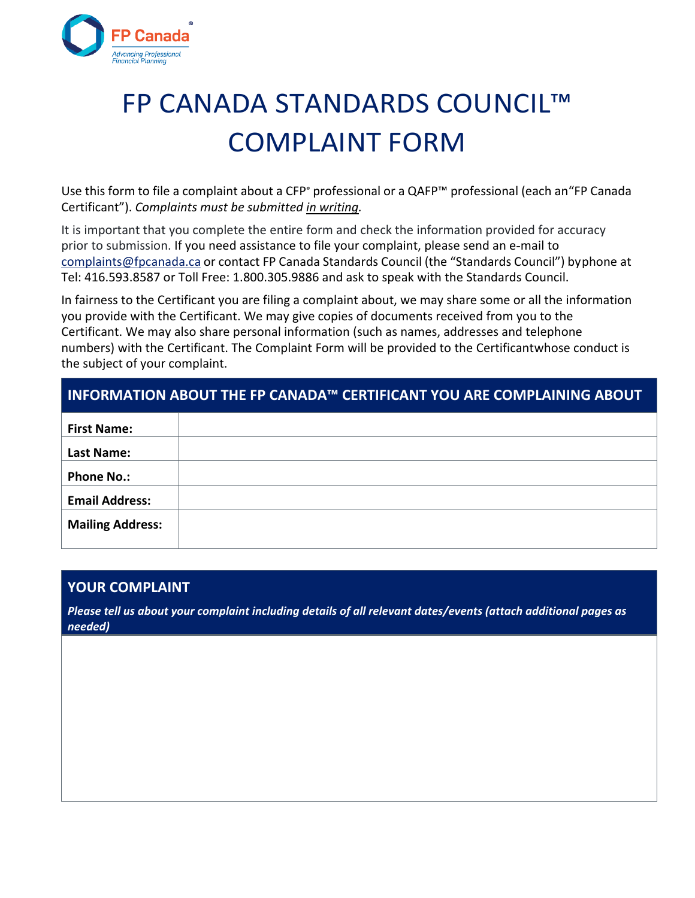# FP CANADA STANDARDS COUNCIL™ COMPLAINT FORM

Use this form to file a complaint about a CFP® professional or a QAFP™ professional (each an"FP Canada Certificant"). *Complaints must be submitted in writing.*

It is important that you complete the entire form and check the information provided for accuracy prior to submission. If you need assistance to file your complaint, please send an e-mail to complaints@fpcanada.ca or contact FP Canada Standards Council (the "Standards Council") byphone at Tel: 416.593.8587 or Toll Free: 1.800.305.9886 and ask to speak with the Standards Council.

In fairness to the Certificant you are filing a complaint about, we may share some or all the information you provide with the Certificant. We may give copies of documents received from you to the Certificant. We may also share personal information (such as names, addresses and telephone numbers) with the Certificant. The Complaint Form will be provided to the Certificantwhose conduct is the subject of your complaint.

| INFORMATION ABOUT THE FP CANADA™ CERTIFICANT YOU ARE COMPLAINING ABOUT | |
|---|---|
| **First Name:** | |
| **Last Name:** | |
| **Phone No.:** | |
| **Email Address:** | |
| **Mailing Address:** | |

| YOUR COMPLAINT |
|---|
| ***Please tell us about your complaint including details of all relevant dates/events (attach additional pages as needed)*** |
| |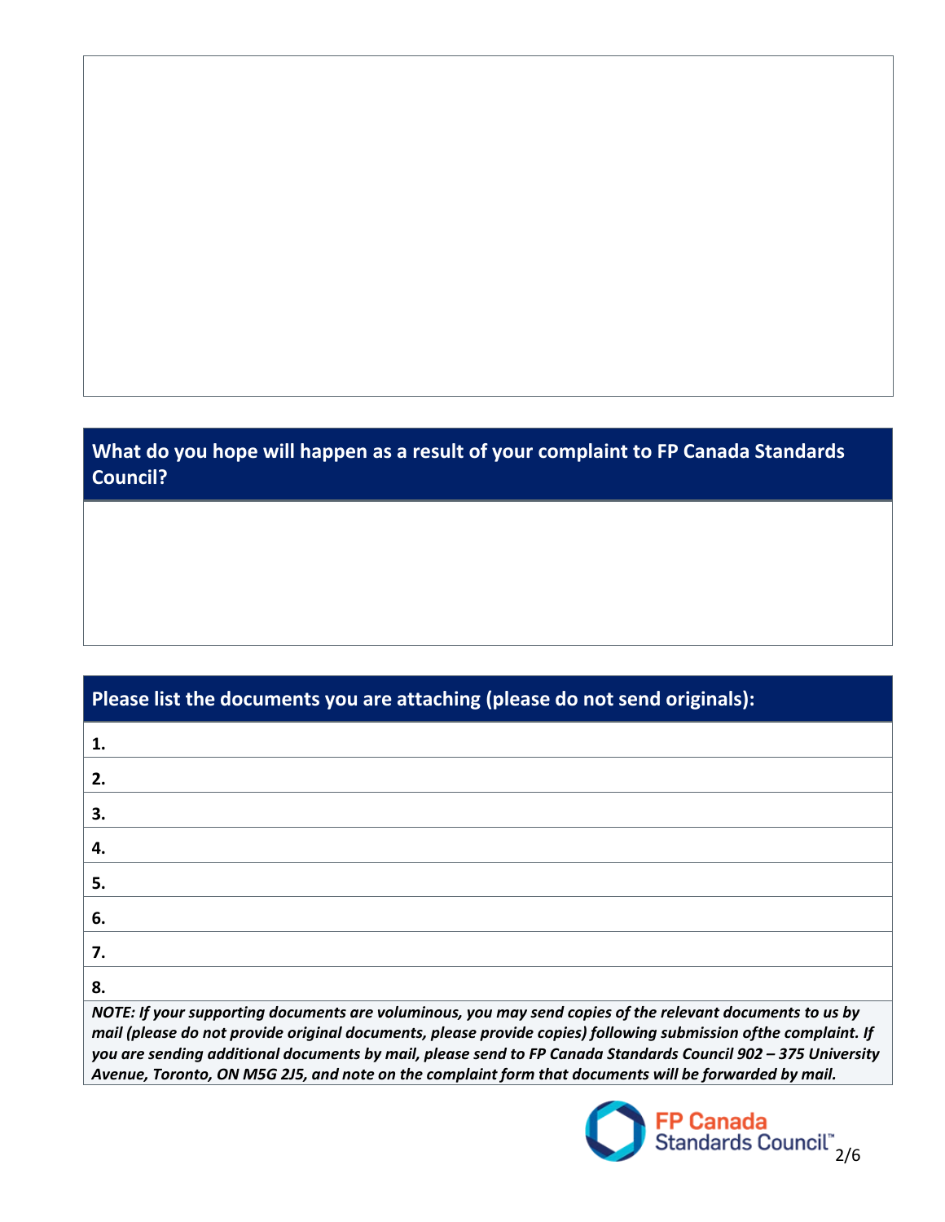| What do you hope will happen as a result of your complaint to FP Canada Standards Council? |
| --- |
| |

| Please list the documents you are attaching (please do not send originals): |
| --- |
| **1.** |
| **2.** |
| **3.** |
| **4.** |
| **5.** |
| **6.** |
| **7.** |
| **8.** |
| ***NOTE: If your supporting documents are voluminous, you may send copies of the relevant documents to us by mail (please do not provide original documents, please provide copies) following submission ofthe complaint. If you are sending additional documents by mail, please send to FP Canada Standards Council 902 – 375 University Avenue, Toronto, ON M5G 2J5, and note on the complaint form that documents will be forwarded by mail.*** |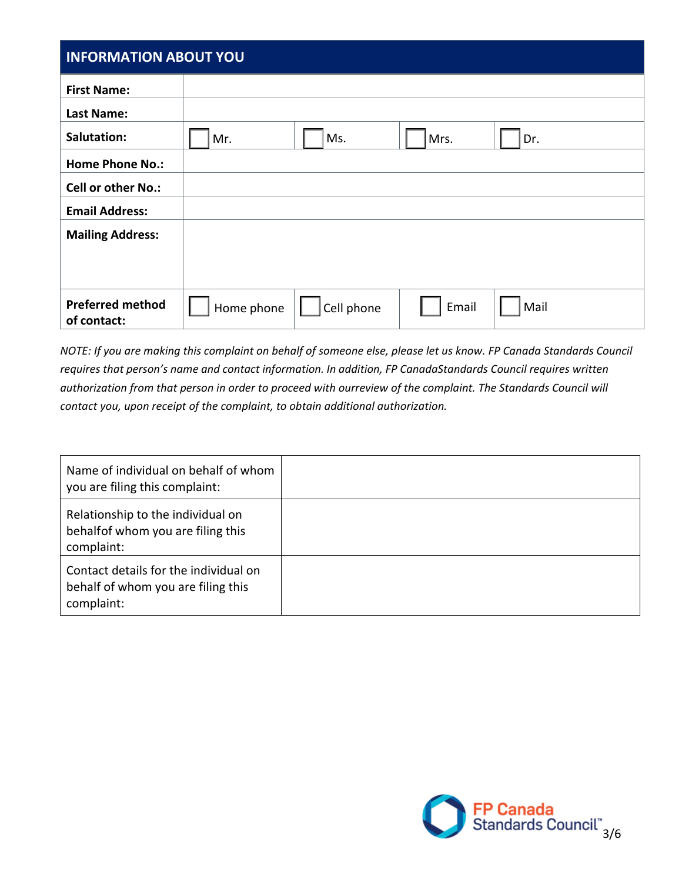| **INFORMATION ABOUT YOU** | | | | |
|---|---|---|---|---|
| **First Name:** | | | | |
| **Last Name:** | | | | |
| **Salutation:** | ☐ Mr. | ☐ Ms. | ☐ Mrs. | ☐ Dr. |
| **Home Phone No.:** | | | | |
| **Cell or other No.:** | | | | |
| **Email Address:** | | | | |
| **Mailing Address:** | | | | |
| **Preferred method of contact:** | ☐ Home phone | ☐ Cell phone | ☐ Email | ☐ Mail |

*NOTE: If you are making this complaint on behalf of someone else, please let us know. FP Canada Standards Council requires that person's name and contact information. In addition, FP CanadaStandards Council requires written authorization from that person in order to proceed with ourreview of the complaint. The Standards Council will contact you, upon receipt of the complaint, to obtain additional authorization.*

| | |
|---|---|
| Name of individual on behalf of whom you are filing this complaint: | |
| Relationship to the individual on behalfof whom you are filing this complaint: | |
| Contact details for the individual on behalf of whom you are filing this complaint: | |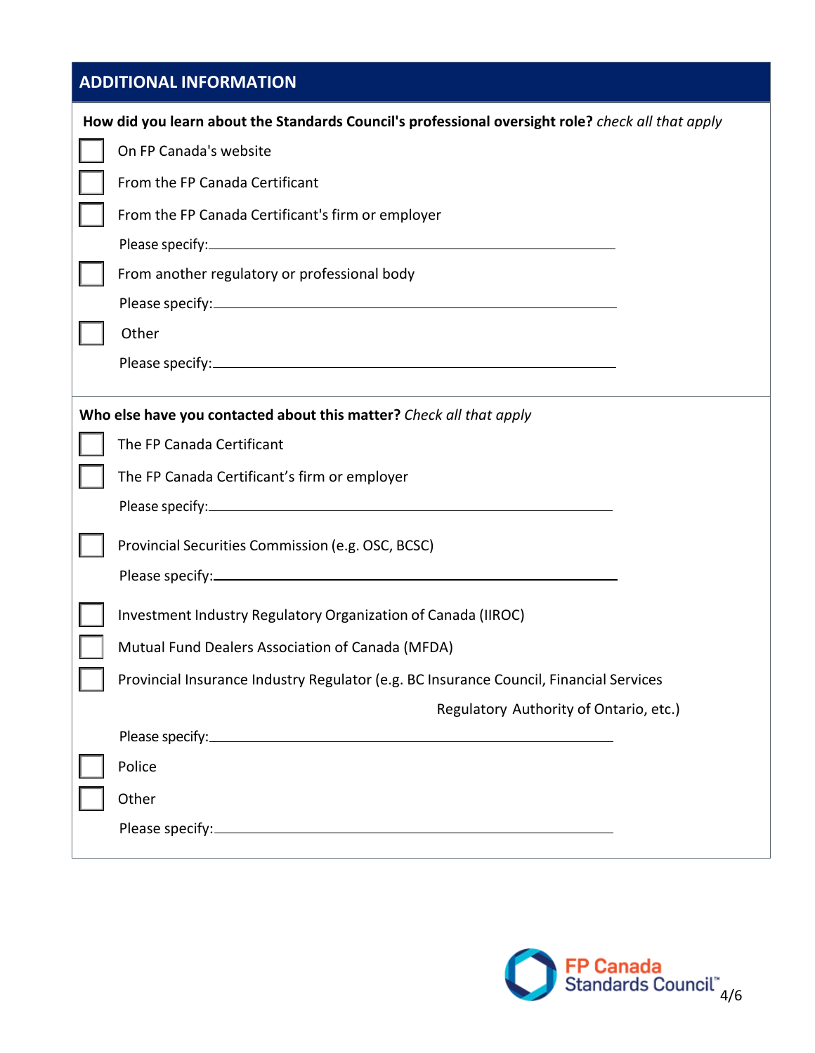## ADDITIONAL INFORMATION

**How did you learn about the Standards Council's professional oversight role?** *check all that apply*

- [ ] On FP Canada's website
- [ ] From the FP Canada Certificant
- [ ] From the FP Canada Certificant's firm or employer

  Please specify:\_\_\_\_\_\_\_\_\_\_\_\_\_\_\_\_\_\_\_\_\_\_\_\_\_\_\_\_\_\_\_\_\_\_\_\_\_\_\_\_\_\_\_\_

- [ ] From another regulatory or professional body

  Please specify:\_\_\_\_\_\_\_\_\_\_\_\_\_\_\_\_\_\_\_\_\_\_\_\_\_\_\_\_\_\_\_\_\_\_\_\_\_\_\_\_\_\_\_\_

- [ ] Other

  Please specify:\_\_\_\_\_\_\_\_\_\_\_\_\_\_\_\_\_\_\_\_\_\_\_\_\_\_\_\_\_\_\_\_\_\_\_\_\_\_\_\_\_\_\_\_

**Who else have you contacted about this matter?** *Check all that apply*

- [ ] The FP Canada Certificant
- [ ] The FP Canada Certificant's firm or employer

  Please specify:\_\_\_\_\_\_\_\_\_\_\_\_\_\_\_\_\_\_\_\_\_\_\_\_\_\_\_\_\_\_\_\_\_\_\_\_\_\_\_\_\_\_\_\_

- [ ] Provincial Securities Commission (e.g. OSC, BCSC)

  Please specify:\_\_\_\_\_\_\_\_\_\_\_\_\_\_\_\_\_\_\_\_\_\_\_\_\_\_\_\_\_\_\_\_\_\_\_\_\_\_\_\_\_\_\_\_

- [ ] Investment Industry Regulatory Organization of Canada (IIROC)
- [ ] Mutual Fund Dealers Association of Canada (MFDA)
- [ ] Provincial Insurance Industry Regulator (e.g. BC Insurance Council, Financial Services Regulatory Authority of Ontario, etc.)

  Please specify:\_\_\_\_\_\_\_\_\_\_\_\_\_\_\_\_\_\_\_\_\_\_\_\_\_\_\_\_\_\_\_\_\_\_\_\_\_\_\_\_\_\_\_\_

- [ ] Police
- [ ] Other

  Please specify:\_\_\_\_\_\_\_\_\_\_\_\_\_\_\_\_\_\_\_\_\_\_\_\_\_\_\_\_\_\_\_\_\_\_\_\_\_\_\_\_\_\_\_\_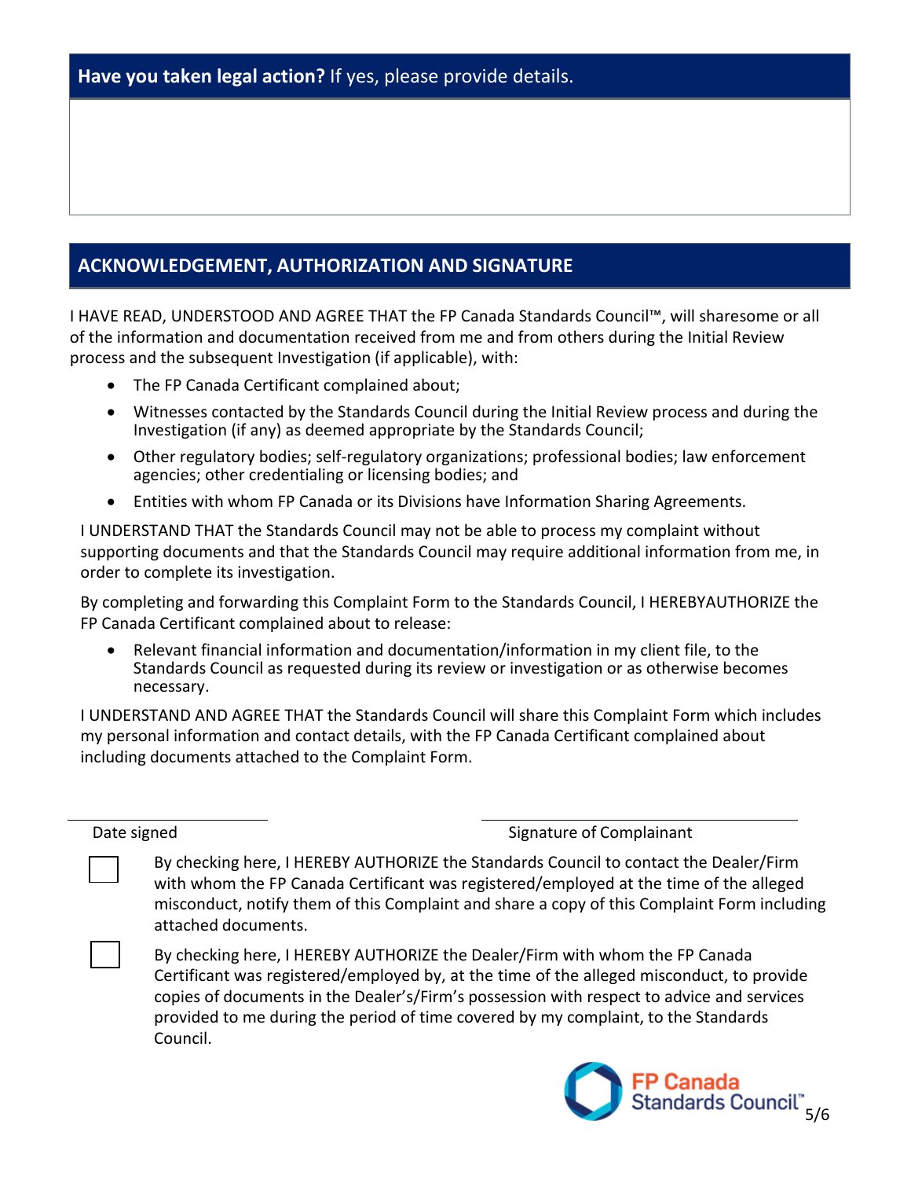## **Have you taken legal action?** If yes, please provide details.

## ACKNOWLEDGEMENT, AUTHORIZATION AND SIGNATURE

I HAVE READ, UNDERSTOOD AND AGREE THAT the FP Canada Standards Council™, will sharesome or all of the information and documentation received from me and from others during the Initial Review process and the subsequent Investigation (if applicable), with:

- The FP Canada Certificant complained about;
- Witnesses contacted by the Standards Council during the Initial Review process and during the Investigation (if any) as deemed appropriate by the Standards Council;
- Other regulatory bodies; self-regulatory organizations; professional bodies; law enforcement agencies; other credentialing or licensing bodies; and
- Entities with whom FP Canada or its Divisions have Information Sharing Agreements.

I UNDERSTAND THAT the Standards Council may not be able to process my complaint without supporting documents and that the Standards Council may require additional information from me, in order to complete its investigation.

By completing and forwarding this Complaint Form to the Standards Council, I HEREBYAUTHORIZE the FP Canada Certificant complained about to release:

- Relevant financial information and documentation/information in my client file, to the Standards Council as requested during its review or investigation or as otherwise becomes necessary.

I UNDERSTAND AND AGREE THAT the Standards Council will share this Complaint Form which includes my personal information and contact details, with the FP Canada Certificant complained about including documents attached to the Complaint Form.

| Date signed | Signature of Complainant |
|---|---|
| \_\_\_\_\_\_\_\_\_\_\_\_\_\_\_\_\_\_\_\_ | \_\_\_\_\_\_\_\_\_\_\_\_\_\_\_\_\_\_\_\_ |

☐ By checking here, I HEREBY AUTHORIZE the Standards Council to contact the Dealer/Firm with whom the FP Canada Certificant was registered/employed at the time of the alleged misconduct, notify them of this Complaint and share a copy of this Complaint Form including attached documents.

☐ By checking here, I HEREBY AUTHORIZE the Dealer/Firm with whom the FP Canada Certificant was registered/employed by, at the time of the alleged misconduct, to provide copies of documents in the Dealer's/Firm's possession with respect to advice and services provided to me during the period of time covered by my complaint, to the Standards Council.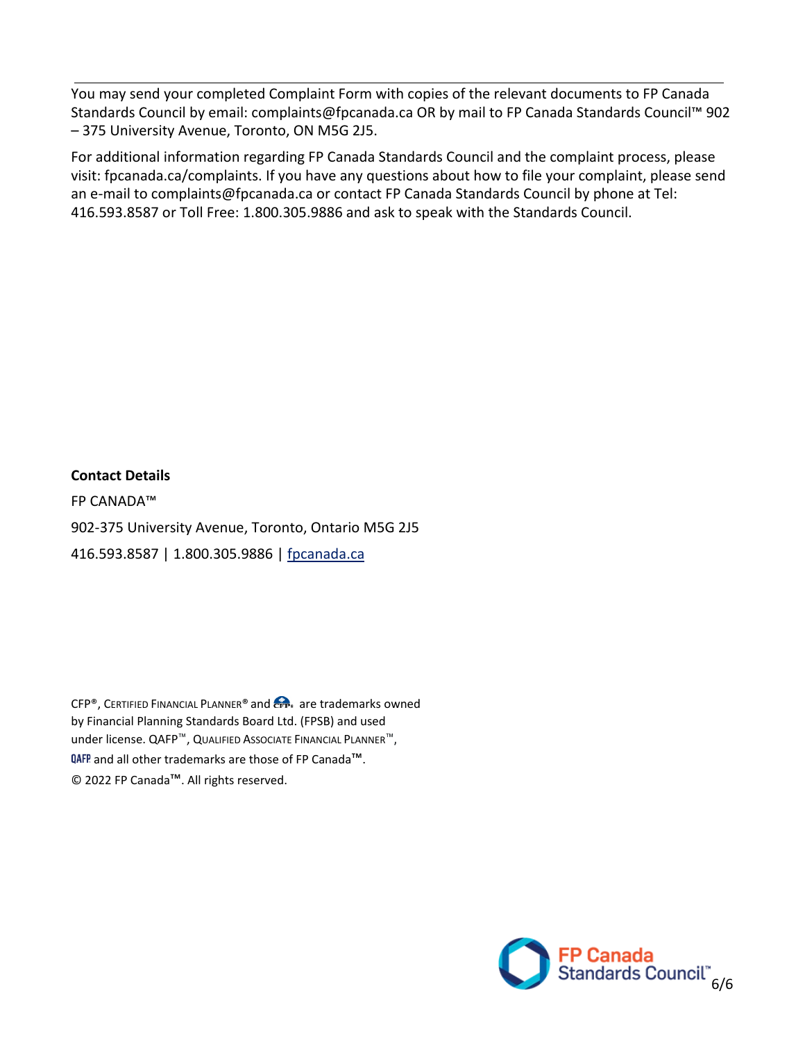You may send your completed Complaint Form with copies of the relevant documents to FP Canada Standards Council by email: complaints@fpcanada.ca OR by mail to FP Canada Standards Council™ 902 – 375 University Avenue, Toronto, ON M5G 2J5.

For additional information regarding FP Canada Standards Council and the complaint process, please visit: fpcanada.ca/complaints. If you have any questions about how to file your complaint, please send an e-mail to complaints@fpcanada.ca or contact FP Canada Standards Council by phone at Tel: 416.593.8587 or Toll Free: 1.800.305.9886 and ask to speak with the Standards Council.

**Contact Details**

FP CANADA™

902-375 University Avenue, Toronto, Ontario M5G 2J5

416.593.8587 | 1.800.305.9886 | [fpcanada.ca](fpcanada.ca)

CFP®, CERTIFIED FINANCIAL PLANNER® and CFP® are trademarks owned by Financial Planning Standards Board Ltd. (FPSB) and used under license. QAFP™, QUALIFIED ASSOCIATE FINANCIAL PLANNER™, QAFP and all other trademarks are those of FP Canada™.

© 2022 FP Canada™. All rights reserved.

FP Canada Standards Council™